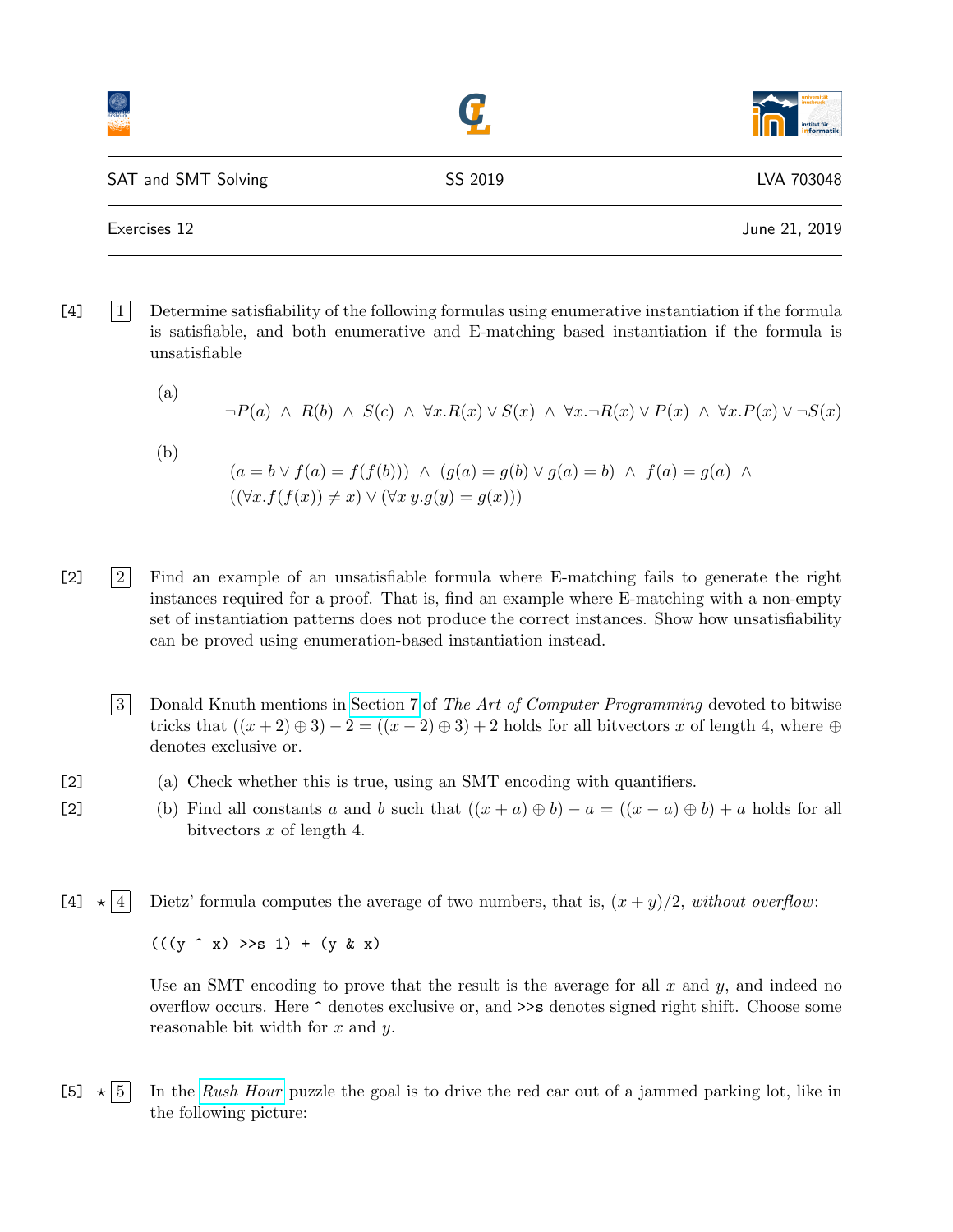SAT and SMT Solving — SS 2019 — LVA 703048

Exercises 12 — June 21, 2019

---

[4] **1** Determine satisfiability of the following formulas using enumerative instantiation if the formula is satisfiable, and both enumerative and E-matching based instantiation if the formula is unsatisfiable

(a)

$$\neg P(a) \;\wedge\; R(b) \;\wedge\; S(c) \;\wedge\; \forall x. R(x) \vee S(x) \;\wedge\; \forall x. \neg R(x) \vee P(x) \;\wedge\; \forall x. P(x) \vee \neg S(x)$$

(b)

$$(a = b \vee f(a) = f(f(b))) \;\wedge\; (g(a) = g(b) \vee g(a) = b) \;\wedge\; f(a) = g(a) \;\wedge$$
$$((\forall x. f(f(x)) \neq x) \vee (\forall x\, y. g(y) = g(x)))$$

[2] **2** Find an example of an unsatisfiable formula where E-matching fails to generate the right instances required for a proof. That is, find an example where E-matching with a non-empty set of instantiation patterns does not produce the correct instances. Show how unsatisfiability can be proved using enumeration-based instantiation instead.

**3** Donald Knuth mentions in Section 7 of *The Art of Computer Programming* devoted to bitwise tricks that $((x + 2) \oplus 3) - 2 = ((x - 2) \oplus 3) + 2$ holds for all bitvectors $x$ of length 4, where $\oplus$ denotes exclusive or.

[2] (a) Check whether this is true, using an SMT encoding with quantifiers.

[2] (b) Find all constants $a$ and $b$ such that $((x + a) \oplus b) - a = ((x - a) \oplus b) + a$ holds for all bitvectors $x$ of length 4.

[4] ⋆ **4** Dietz' formula computes the average of two numbers, that is, $(x + y)/2$, *without overflow*:

```
(((y ^ x) >>s 1) + (y & x)
```

Use an SMT encoding to prove that the result is the average for all $x$ and $y$, and indeed no overflow occurs. Here ^ denotes exclusive or, and >>s denotes signed right shift. Choose some reasonable bit width for $x$ and $y$.

[5] ⋆ **5** In the *Rush Hour* puzzle the goal is to drive the red car out of a jammed parking lot, like in the following picture: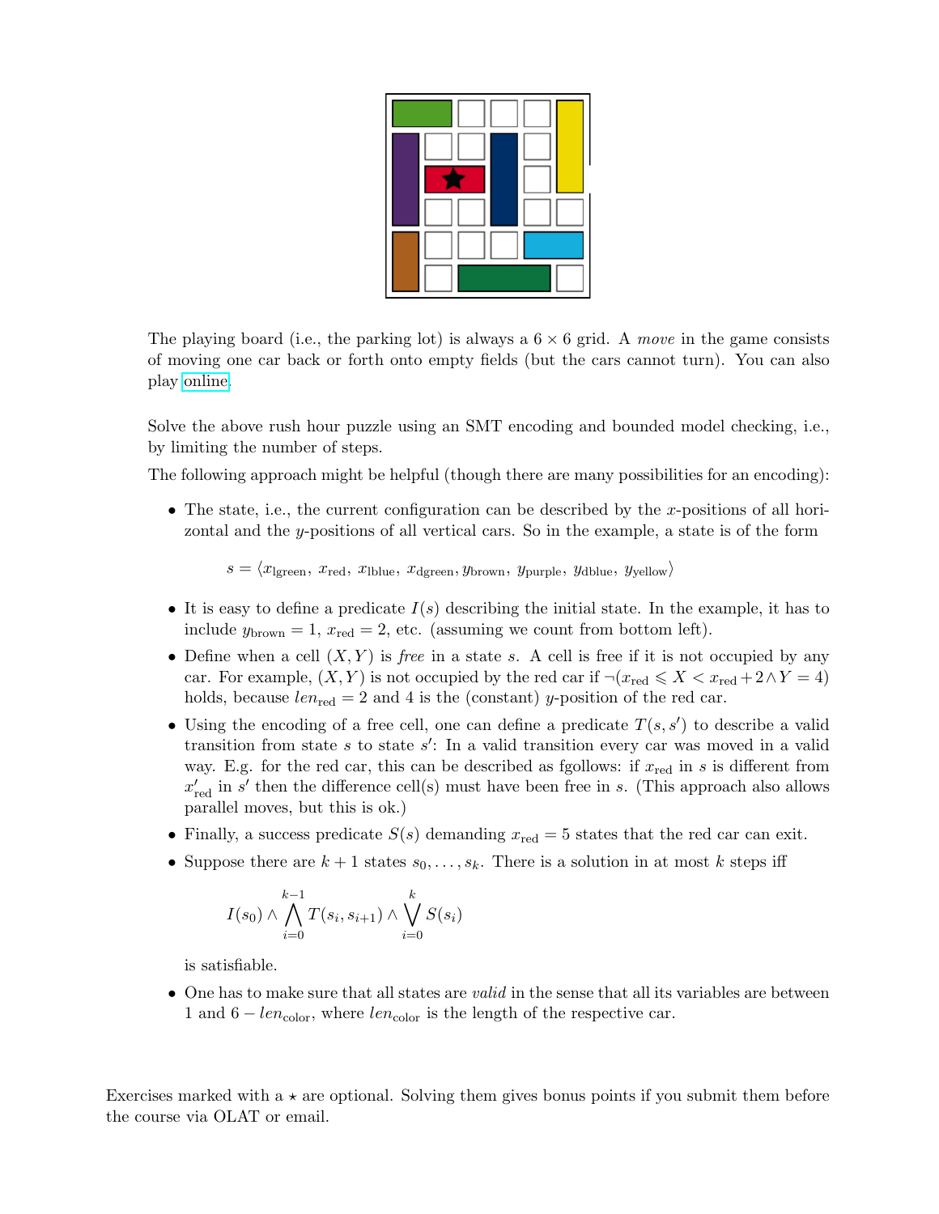The playing board (i.e., the parking lot) is always a $6 \times 6$ grid. A *move* in the game consists of moving one car back or forth onto empty fields (but the cars cannot turn). You can also play online.

Solve the above rush hour puzzle using an SMT encoding and bounded model checking, i.e., by limiting the number of steps.

The following approach might be helpful (though there are many possibilities for an encoding):

- The state, i.e., the current configuration can be described by the $x$-positions of all horizontal and the $y$-positions of all vertical cars. So in the example, a state is of the form

$$s = \langle x_{\text{lgreen}},\ x_{\text{red}},\ x_{\text{lblue}},\ x_{\text{dgreen}}, y_{\text{brown}},\ y_{\text{purple}},\ y_{\text{dblue}},\ y_{\text{yellow}} \rangle$$

- It is easy to define a predicate $I(s)$ describing the initial state. In the example, it has to include $y_{\text{brown}} = 1$, $x_{\text{red}} = 2$, etc. (assuming we count from bottom left).
- Define when a cell $(X, Y)$ is *free* in a state $s$. A cell is free if it is not occupied by any car. For example, $(X, Y)$ is not occupied by the red car if $\neg(x_{\text{red}} \leqslant X < x_{\text{red}} + 2 \wedge Y = 4)$ holds, because $len_{\text{red}} = 2$ and 4 is the (constant) $y$-position of the red car.
- Using the encoding of a free cell, one can define a predicate $T(s, s')$ to describe a valid transition from state $s$ to state $s'$: In a valid transition every car was moved in a valid way. E.g. for the red car, this can be described as fgollows: if $x_{\text{red}}$ in $s$ is different from $x'_{\text{red}}$ in $s'$ then the difference cell(s) must have been free in $s$. (This approach also allows parallel moves, but this is ok.)
- Finally, a success predicate $S(s)$ demanding $x_{\text{red}} = 5$ states that the red car can exit.
- Suppose there are $k+1$ states $s_0, \dots, s_k$. There is a solution in at most $k$ steps iff

$$I(s_0) \wedge \bigwedge_{i=0}^{k-1} T(s_i, s_{i+1}) \wedge \bigvee_{i=0}^{k} S(s_i)$$

  is satisfiable.
- One has to make sure that all states are *valid* in the sense that all its variables are between 1 and $6 - len_{\text{color}}$, where $len_{\text{color}}$ is the length of the respective car.

Exercises marked with a $\star$ are optional. Solving them gives bonus points if you submit them before the course via OLAT or email.